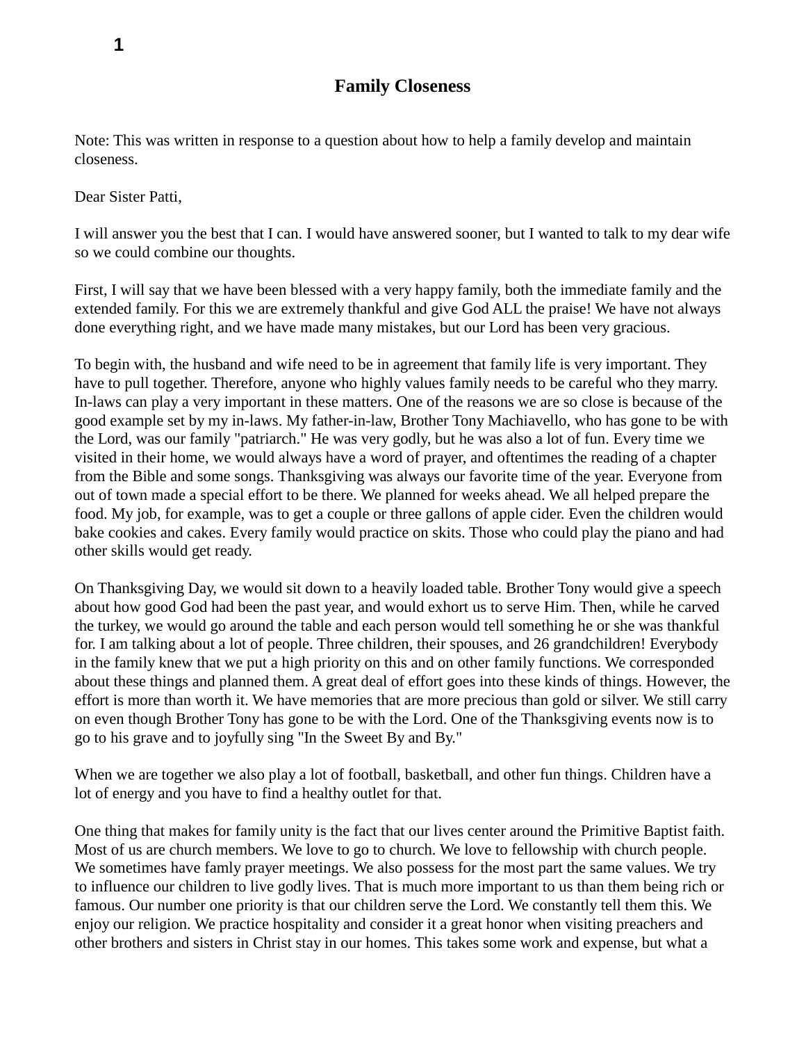# Family Closeness

Note: This was written in response to a question about how to help a family develop and maintain closeness.

Dear Sister Patti,

I will answer you the best that I can. I would have answered sooner, but I wanted to talk to my dear wife so we could combine our thoughts.

First, I will say that we have been blessed with a very happy family, both the immediate family and the extended family. For this we are extremely thankful and give God ALL the praise! We have not always done everything right, and we have made many mistakes, but our Lord has been very gracious.

To begin with, the husband and wife need to be in agreement that family life is very important. They have to pull together. Therefore, anyone who highly values family needs to be careful who they marry. In-laws can play a very important in these matters. One of the reasons we are so close is because of the good example set by my in-laws. My father-in-law, Brother Tony Machiavello, who has gone to be with the Lord, was our family "patriarch." He was very godly, but he was also a lot of fun. Every time we visited in their home, we would always have a word of prayer, and oftentimes the reading of a chapter from the Bible and some songs. Thanksgiving was always our favorite time of the year. Everyone from out of town made a special effort to be there. We planned for weeks ahead. We all helped prepare the food. My job, for example, was to get a couple or three gallons of apple cider. Even the children would bake cookies and cakes. Every family would practice on skits. Those who could play the piano and had other skills would get ready.

On Thanksgiving Day, we would sit down to a heavily loaded table. Brother Tony would give a speech about how good God had been the past year, and would exhort us to serve Him. Then, while he carved the turkey, we would go around the table and each person would tell something he or she was thankful for. I am talking about a lot of people. Three children, their spouses, and 26 grandchildren! Everybody in the family knew that we put a high priority on this and on other family functions. We corresponded about these things and planned them. A great deal of effort goes into these kinds of things. However, the effort is more than worth it. We have memories that are more precious than gold or silver. We still carry on even though Brother Tony has gone to be with the Lord. One of the Thanksgiving events now is to go to his grave and to joyfully sing "In the Sweet By and By."

When we are together we also play a lot of football, basketball, and other fun things. Children have a lot of energy and you have to find a healthy outlet for that.

One thing that makes for family unity is the fact that our lives center around the Primitive Baptist faith. Most of us are church members. We love to go to church. We love to fellowship with church people. We sometimes have famly prayer meetings. We also possess for the most part the same values. We try to influence our children to live godly lives. That is much more important to us than them being rich or famous. Our number one priority is that our children serve the Lord. We constantly tell them this. We enjoy our religion. We practice hospitality and consider it a great honor when visiting preachers and other brothers and sisters in Christ stay in our homes. This takes some work and expense, but what a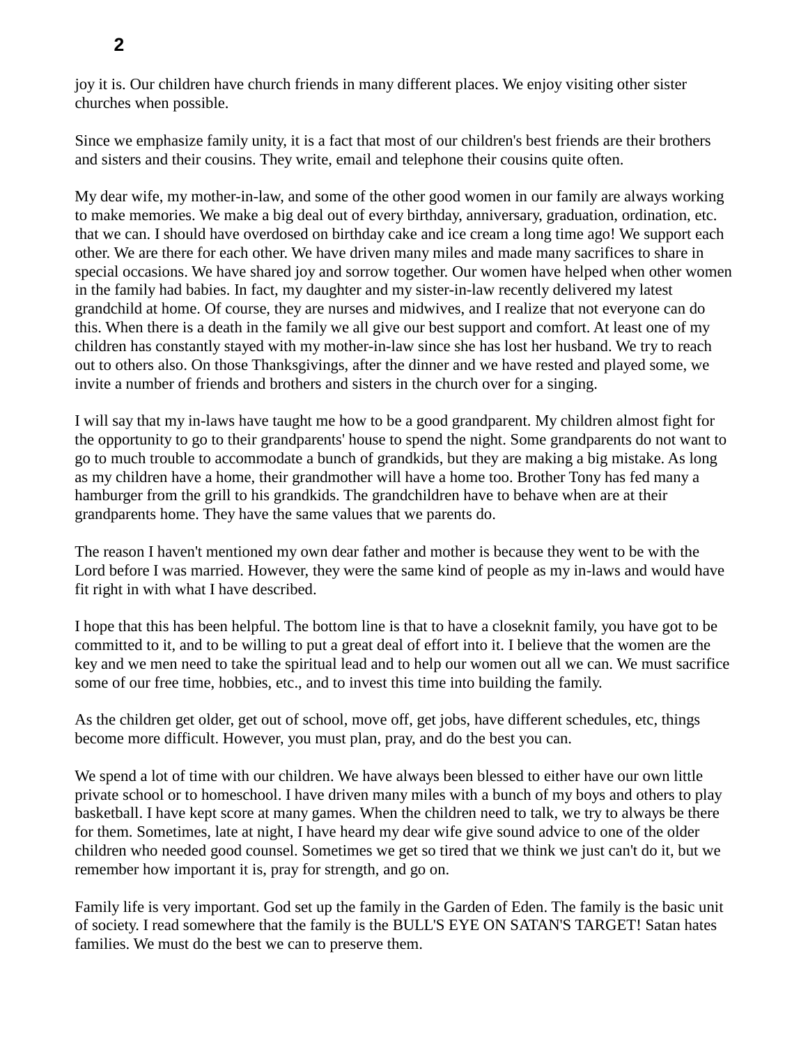joy it is. Our children have church friends in many different places. We enjoy visiting other sister churches when possible.

Since we emphasize family unity, it is a fact that most of our children's best friends are their brothers and sisters and their cousins. They write, email and telephone their cousins quite often.

My dear wife, my mother-in-law, and some of the other good women in our family are always working to make memories. We make a big deal out of every birthday, anniversary, graduation, ordination, etc. that we can. I should have overdosed on birthday cake and ice cream a long time ago! We support each other. We are there for each other. We have driven many miles and made many sacrifices to share in special occasions. We have shared joy and sorrow together. Our women have helped when other women in the family had babies. In fact, my daughter and my sister-in-law recently delivered my latest grandchild at home. Of course, they are nurses and midwives, and I realize that not everyone can do this. When there is a death in the family we all give our best support and comfort. At least one of my children has constantly stayed with my mother-in-law since she has lost her husband. We try to reach out to others also. On those Thanksgivings, after the dinner and we have rested and played some, we invite a number of friends and brothers and sisters in the church over for a singing.

I will say that my in-laws have taught me how to be a good grandparent. My children almost fight for the opportunity to go to their grandparents' house to spend the night. Some grandparents do not want to go to much trouble to accommodate a bunch of grandkids, but they are making a big mistake. As long as my children have a home, their grandmother will have a home too. Brother Tony has fed many a hamburger from the grill to his grandkids. The grandchildren have to behave when are at their grandparents home. They have the same values that we parents do.

The reason I haven't mentioned my own dear father and mother is because they went to be with the Lord before I was married. However, they were the same kind of people as my in-laws and would have fit right in with what I have described.

I hope that this has been helpful. The bottom line is that to have a closeknit family, you have got to be committed to it, and to be willing to put a great deal of effort into it. I believe that the women are the key and we men need to take the spiritual lead and to help our women out all we can. We must sacrifice some of our free time, hobbies, etc., and to invest this time into building the family.

As the children get older, get out of school, move off, get jobs, have different schedules, etc, things become more difficult. However, you must plan, pray, and do the best you can.

We spend a lot of time with our children. We have always been blessed to either have our own little private school or to homeschool. I have driven many miles with a bunch of my boys and others to play basketball. I have kept score at many games. When the children need to talk, we try to always be there for them. Sometimes, late at night, I have heard my dear wife give sound advice to one of the older children who needed good counsel. Sometimes we get so tired that we think we just can't do it, but we remember how important it is, pray for strength, and go on.

Family life is very important. God set up the family in the Garden of Eden. The family is the basic unit of society. I read somewhere that the family is the BULL'S EYE ON SATAN'S TARGET! Satan hates families. We must do the best we can to preserve them.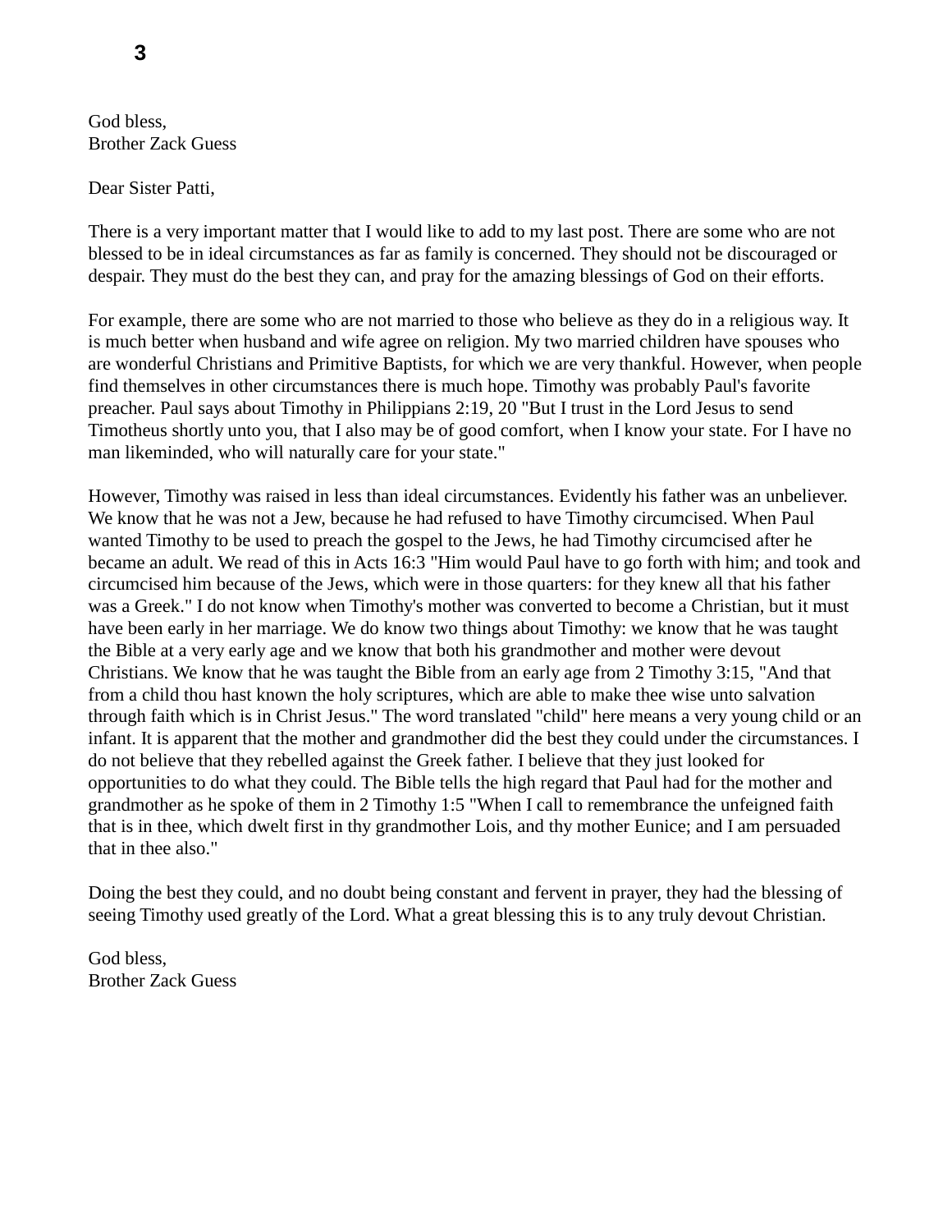God bless,
Brother Zack Guess

Dear Sister Patti,

There is a very important matter that I would like to add to my last post. There are some who are not blessed to be in ideal circumstances as far as family is concerned. They should not be discouraged or despair. They must do the best they can, and pray for the amazing blessings of God on their efforts.

For example, there are some who are not married to those who believe as they do in a religious way. It is much better when husband and wife agree on religion. My two married children have spouses who are wonderful Christians and Primitive Baptists, for which we are very thankful. However, when people find themselves in other circumstances there is much hope. Timothy was probably Paul's favorite preacher. Paul says about Timothy in Philippians 2:19, 20 "But I trust in the Lord Jesus to send Timotheus shortly unto you, that I also may be of good comfort, when I know your state. For I have no man likeminded, who will naturally care for your state."

However, Timothy was raised in less than ideal circumstances. Evidently his father was an unbeliever. We know that he was not a Jew, because he had refused to have Timothy circumcised. When Paul wanted Timothy to be used to preach the gospel to the Jews, he had Timothy circumcised after he became an adult. We read of this in Acts 16:3 "Him would Paul have to go forth with him; and took and circumcised him because of the Jews, which were in those quarters: for they knew all that his father was a Greek." I do not know when Timothy's mother was converted to become a Christian, but it must have been early in her marriage. We do know two things about Timothy: we know that he was taught the Bible at a very early age and we know that both his grandmother and mother were devout Christians. We know that he was taught the Bible from an early age from 2 Timothy 3:15, "And that from a child thou hast known the holy scriptures, which are able to make thee wise unto salvation through faith which is in Christ Jesus." The word translated "child" here means a very young child or an infant. It is apparent that the mother and grandmother did the best they could under the circumstances. I do not believe that they rebelled against the Greek father. I believe that they just looked for opportunities to do what they could. The Bible tells the high regard that Paul had for the mother and grandmother as he spoke of them in 2 Timothy 1:5 "When I call to remembrance the unfeigned faith that is in thee, which dwelt first in thy grandmother Lois, and thy mother Eunice; and I am persuaded that in thee also."

Doing the best they could, and no doubt being constant and fervent in prayer, they had the blessing of seeing Timothy used greatly of the Lord. What a great blessing this is to any truly devout Christian.

God bless,
Brother Zack Guess